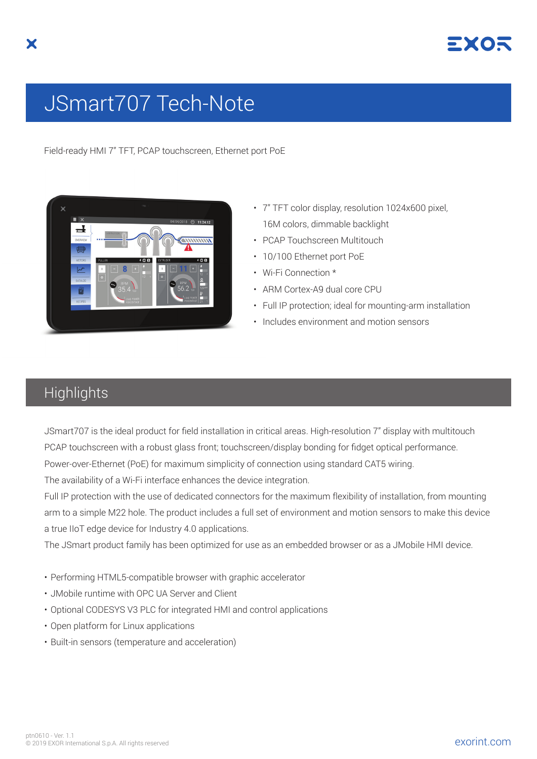# JSmart707 Tech-Note

Field-ready HMI 7" TFT, PCAP touchscreen, Ethernet port PoE

- 7" TFT color display, resolution 1024x600 pixel, 16M colors, dimmable backlight
- PCAP Touchscreen Multitouch
- 10/100 Ethernet port PoE
- Wi-Fi Connection *
- ARM Cortex-A9 dual core CPU
- Full IP protection; ideal for mounting-arm installation
- Includes environment and motion sensors

## Highlights

JSmart707 is the ideal product for field installation in critical areas. High-resolution 7" display with multitouch PCAP touchscreen with a robust glass front; touchscreen/display bonding for fidget optical performance.
Power-over-Ethernet (PoE) for maximum simplicity of connection using standard CAT5 wiring.
The availability of a Wi-Fi interface enhances the device integration.
Full IP protection with the use of dedicated connectors for the maximum flexibility of installation, from mounting arm to a simple M22 hole. The product includes a full set of environment and motion sensors to make this device a true IIoT edge device for Industry 4.0 applications.
The JSmart product family has been optimized for use as an embedded browser or as a JMobile HMI device.

- Performing HTML5-compatible browser with graphic accelerator
- JMobile runtime with OPC UA Server and Client
- Optional CODESYS V3 PLC for integrated HMI and control applications
- Open platform for Linux applications
- Built-in sensors (temperature and acceleration)

ptn0610 - Ver. 1.1
© 2019 EXOR International S.p.A. All rights reserved

exorint.com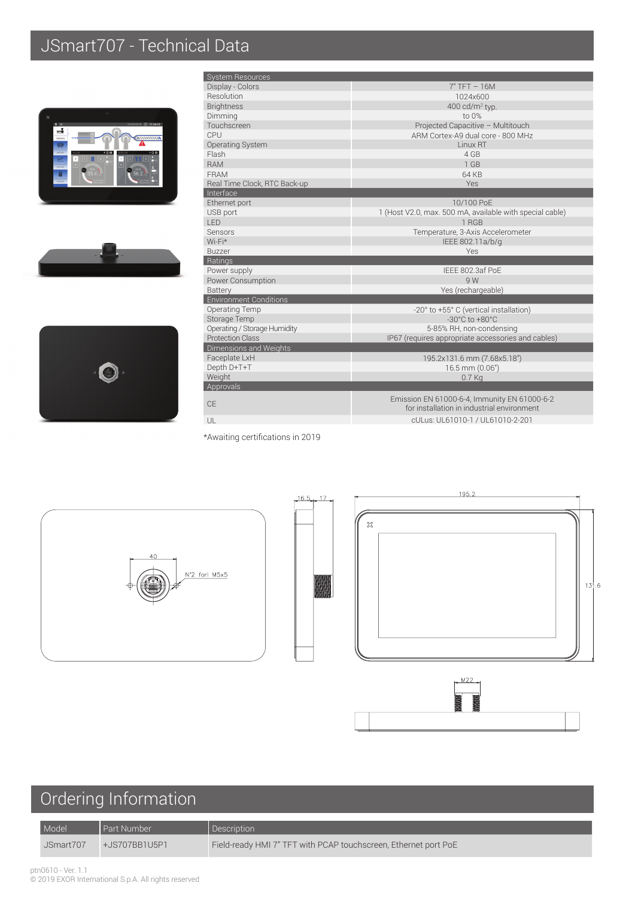# JSmart707 - Technical Data

| System Resources | |
|---|---|
| Display - Colors | 7" TFT – 16M |
| Resolution | 1024x600 |
| Brightness | 400 cd/m² typ. |
| Dimming | to 0% |
| Touchscreen | Projected Capacitive – Multitouch |
| CPU | ARM Cortex-A9 dual core - 800 MHz |
| Operating System | Linux RT |
| Flash | 4 GB |
| RAM | 1 GB |
| FRAM | 64 KB |
| Real Time Clock, RTC Back-up | Yes |
| **Interface** | |
| Ethernet port | 10/100 PoE |
| USB port | 1 (Host V2.0, max. 500 mA, available with special cable) |
| LED | 1 RGB |
| Sensors | Temperature, 3-Axis Accelerometer |
| Wi-Fi* | IEEE 802.11a/b/g |
| Buzzer | Yes |
| **Ratings** | |
| Power supply | IEEE 802.3af PoE |
| Power Consumption | 9 W |
| Battery | Yes (rechargeable) |
| **Environment Conditions** | |
| Operating Temp | -20° to +55° C (vertical installation) |
| Storage Temp | -30°C to +80°C |
| Operating / Storage Humidity | 5-85% RH, non-condensing |
| Protection Class | IP67 (requires appropriate accessories and cables) |
| **Dimensions and Weights** | |
| Faceplate LxH | 195.2x131.6 mm (7.68x5.18") |
| Depth D+T+T | 16.5 mm (0.06") |
| Weight | 0.7 Kg |
| **Approvals** | |
| CE | Emission EN 61000-6-4, Immunity EN 61000-6-2 for installation in industrial environment |
| UL | cULus: UL61010-1 / UL61010-2-201 |

*Awaiting certifications in 2019

40

N°2 fori M5x5

16.5

17

195.2

131.6

M22

# Ordering Information

| Model | Part Number | Description |
|---|---|---|
| JSmart707 | +JS707BB1U5P1 | Field-ready HMI 7" TFT with PCAP touchscreen, Ethernet port PoE |

ptn0610 - Ver. 1.1
© 2019 EXOR International S.p.A. All rights reserved